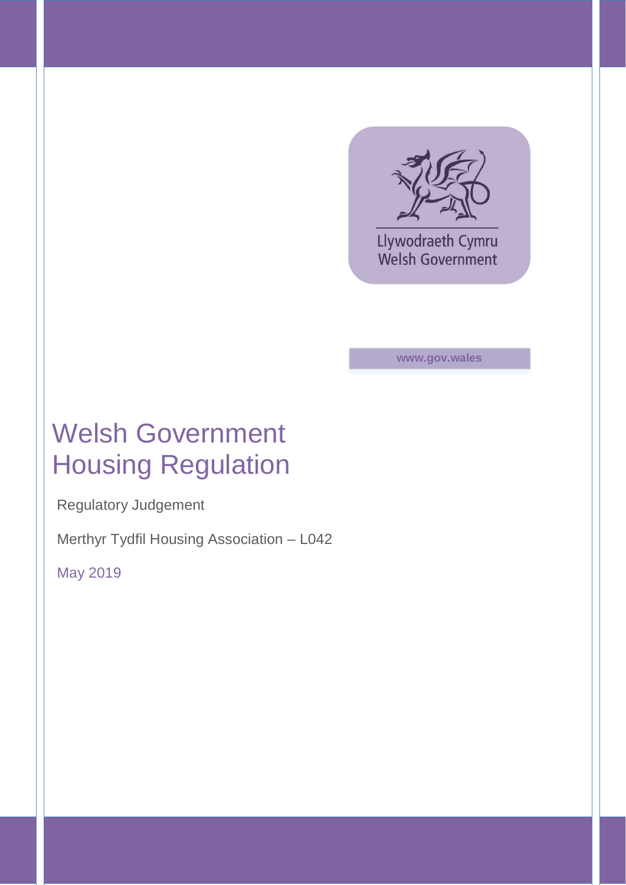Llywodraeth Cymru
Welsh Government

www.gov.wales

# Welsh Government Housing Regulation

Regulatory Judgement

Merthyr Tydfil Housing Association – L042

May 2019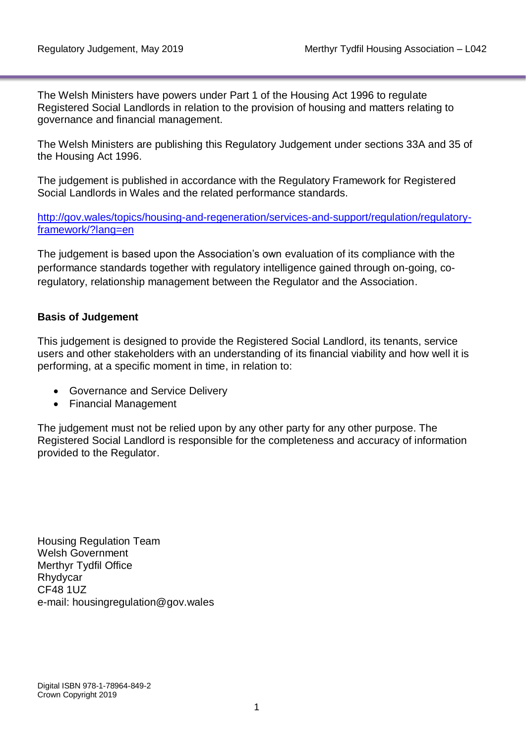The Welsh Ministers have powers under Part 1 of the Housing Act 1996 to regulate Registered Social Landlords in relation to the provision of housing and matters relating to governance and financial management.

The Welsh Ministers are publishing this Regulatory Judgement under sections 33A and 35 of the Housing Act 1996.

The judgement is published in accordance with the Regulatory Framework for Registered Social Landlords in Wales and the related performance standards.

[http://gov.wales/topics/housing-and-regeneration/services-and-support/regulation/regulatory-framework/?lang=en](http://gov.wales/topics/housing-and-regeneration/services-and-support/regulation/regulatory-framework/?lang=en)

The judgement is based upon the Association's own evaluation of its compliance with the performance standards together with regulatory intelligence gained through on-going, co-regulatory, relationship management between the Regulator and the Association.

**Basis of Judgement**

This judgement is designed to provide the Registered Social Landlord, its tenants, service users and other stakeholders with an understanding of its financial viability and how well it is performing, at a specific moment in time, in relation to:

- Governance and Service Delivery
- Financial Management

The judgement must not be relied upon by any other party for any other purpose. The Registered Social Landlord is responsible for the completeness and accuracy of information provided to the Regulator.

Housing Regulation Team
Welsh Government
Merthyr Tydfil Office
Rhydycar
CF48 1UZ
e-mail: housingregulation@gov.wales

Digital ISBN 978-1-78964-849-2
Crown Copyright 2019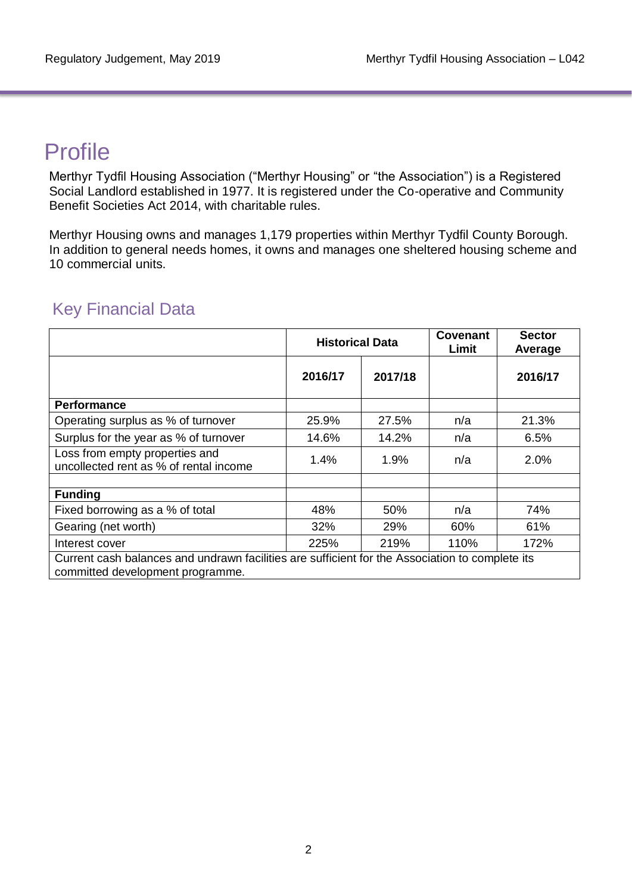# Profile

Merthyr Tydfil Housing Association ("Merthyr Housing" or "the Association") is a Registered Social Landlord established in 1977. It is registered under the Co-operative and Community Benefit Societies Act 2014, with charitable rules.

Merthyr Housing owns and manages 1,179 properties within Merthyr Tydfil County Borough. In addition to general needs homes, it owns and manages one sheltered housing scheme and 10 commercial units.

## Key Financial Data

| | Historical Data | | Covenant Limit | Sector Average |
|---|---|---|---|---|
| | **2016/17** | **2017/18** | | **2016/17** |
| **Performance** | | | | |
| Operating surplus as % of turnover | 25.9% | 27.5% | n/a | 21.3% |
| Surplus for the year as % of turnover | 14.6% | 14.2% | n/a | 6.5% |
| Loss from empty properties and uncollected rent as % of rental income | 1.4% | 1.9% | n/a | 2.0% |
| | | | | |
| **Funding** | | | | |
| Fixed borrowing as a % of total | 48% | 50% | n/a | 74% |
| Gearing (net worth) | 32% | 29% | 60% | 61% |
| Interest cover | 225% | 219% | 110% | 172% |
| Current cash balances and undrawn facilities are sufficient for the Association to complete its committed development programme. | | | | |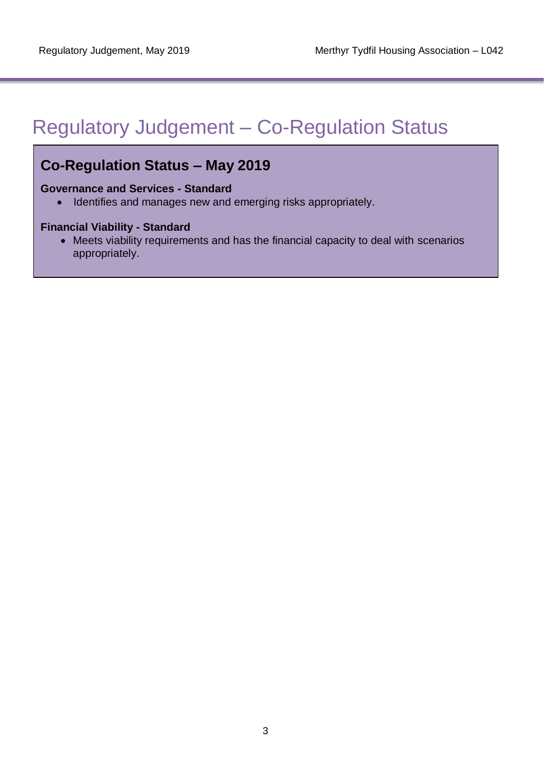# Regulatory Judgement – Co-Regulation Status

## Co-Regulation Status – May 2019

**Governance and Services - Standard**

- Identifies and manages new and emerging risks appropriately.

**Financial Viability - Standard**

- Meets viability requirements and has the financial capacity to deal with scenarios appropriately.